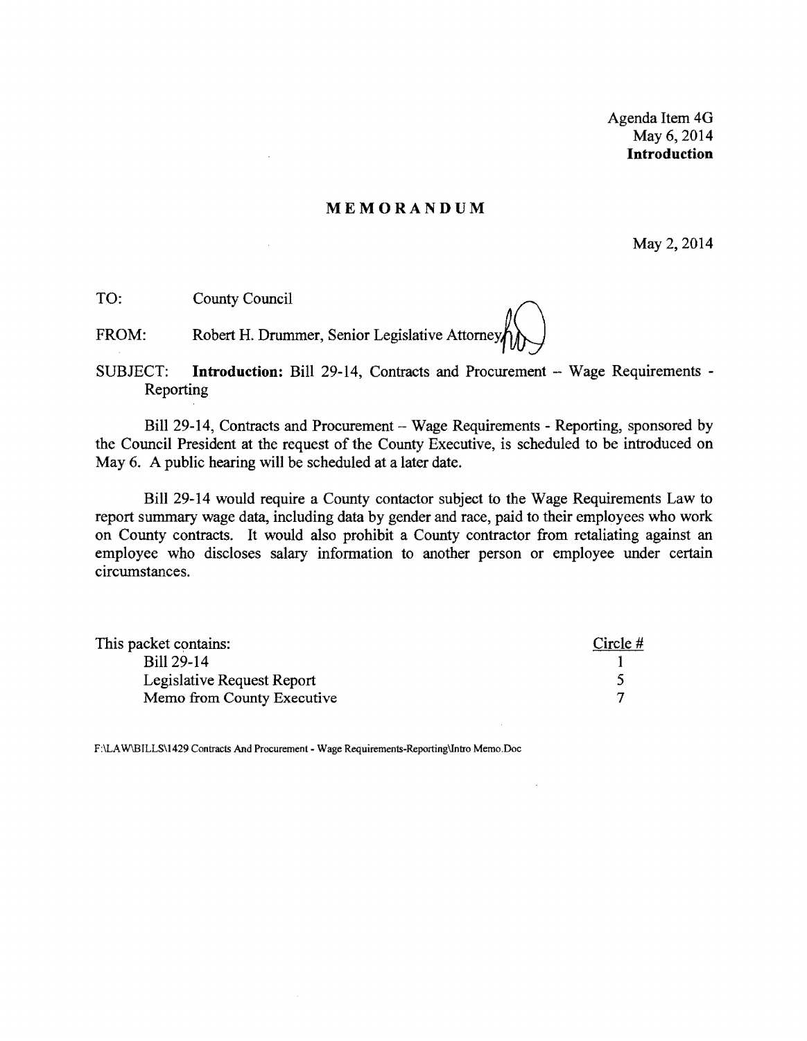Agenda Item 4G
May 6, 2014
**Introduction**

## MEMORANDUM

May 2, 2014

TO: County Council

FROM: Robert H. Drummer, Senior Legislative Attorney

SUBJECT: **Introduction:** Bill 29-14, Contracts and Procurement – Wage Requirements - Reporting

Bill 29-14, Contracts and Procurement – Wage Requirements - Reporting, sponsored by the Council President at the request of the County Executive, is scheduled to be introduced on May 6. A public hearing will be scheduled at a later date.

Bill 29-14 would require a County contactor subject to the Wage Requirements Law to report summary wage data, including data by gender and race, paid to their employees who work on County contracts. It would also prohibit a County contractor from retaliating against an employee who discloses salary information to another person or employee under certain circumstances.

| This packet contains: | Circle # |
|---|---|
| Bill 29-14 | 1 |
| Legislative Request Report | 5 |
| Memo from County Executive | 7 |

F:\LAW\BILLS\1429 Contracts And Procurement - Wage Requirements-Reporting\Intro Memo.Doc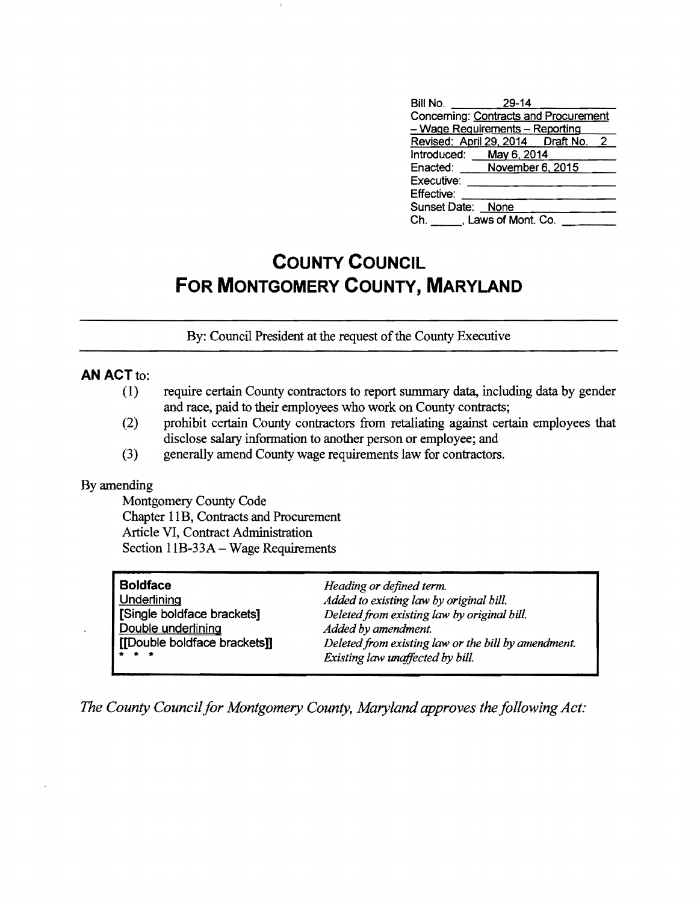| | |
|---|---|
| Bill No. | 29-14 |
| Concerning: | Contracts and Procurement – Wage Requirements – Reporting |
| Revised: | April 29, 2014 Draft No. 2 |
| Introduced: | May 6, 2014 |
| Enacted: | November 6, 2015 |
| Executive: | |
| Effective: | |
| Sunset Date: | None |
| Ch. ____, | Laws of Mont. Co. |

# COUNTY COUNCIL
# FOR MONTGOMERY COUNTY, MARYLAND

By: Council President at the request of the County Executive

**AN ACT** to:

(1) require certain County contractors to report summary data, including data by gender and race, paid to their employees who work on County contracts;

(2) prohibit certain County contractors from retaliating against certain employees that disclose salary information to another person or employee; and

(3) generally amend County wage requirements law for contractors.

By amending

Montgomery County Code
Chapter 11B, Contracts and Procurement
Article VI, Contract Administration
Section 11B-33A – Wage Requirements

| | |
|---|---|
| **Boldface** | *Heading or defined term.* |
| Underlining | *Added to existing law by original bill.* |
| [Single boldface brackets] | *Deleted from existing law by original bill.* |
| Double underlining | *Added by amendment.* |
| [[Double boldface brackets]] | *Deleted from existing law or the bill by amendment.* |
| * * * | *Existing law unaffected by bill.* |

*The County Council for Montgomery County, Maryland approves the following Act:*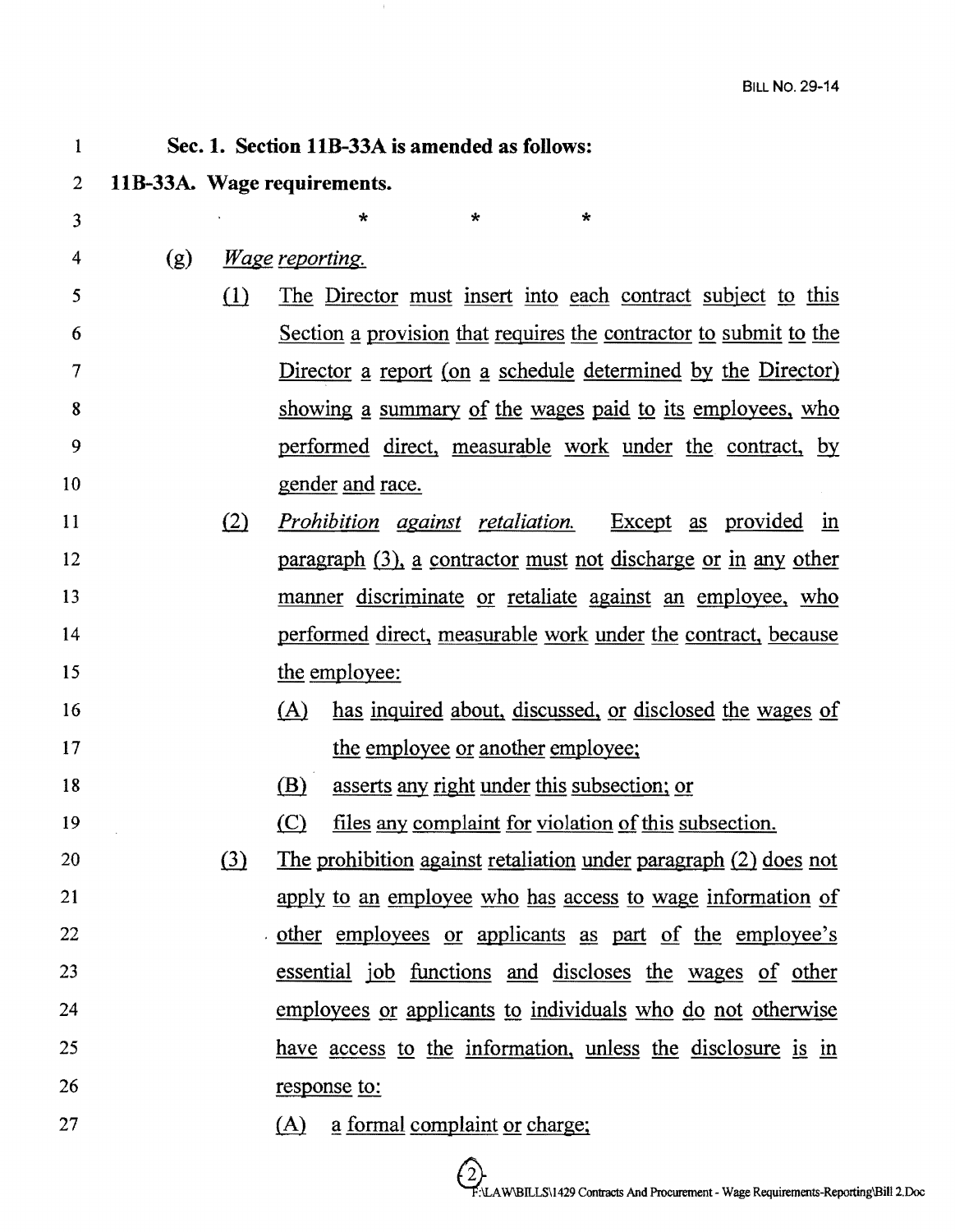**Sec. 1. Section 11B-33A is amended as follows:**

**11B-33A. Wage requirements.**

\* \* \*

(g) *Wage reporting.*

(1) The Director must insert into each contract subject to this Section a provision that requires the contractor to submit to the Director a report (on a schedule determined by the Director) showing a summary of the wages paid to its employees, who performed direct, measurable work under the contract, by gender and race.

(2) *Prohibition against retaliation.* Except as provided in paragraph (3), a contractor must not discharge or in any other manner discriminate or retaliate against an employee, who performed direct, measurable work under the contract, because the employee:

(A) has inquired about, discussed, or disclosed the wages of the employee or another employee;

(B) asserts any right under this subsection; or

(C) files any complaint for violation of this subsection.

(3) The prohibition against retaliation under paragraph (2) does not apply to an employee who has access to wage information of other employees or applicants as part of the employee's essential job functions and discloses the wages of other employees or applicants to individuals who do not otherwise have access to the information, unless the disclosure is in response to:

(A) a formal complaint or charge;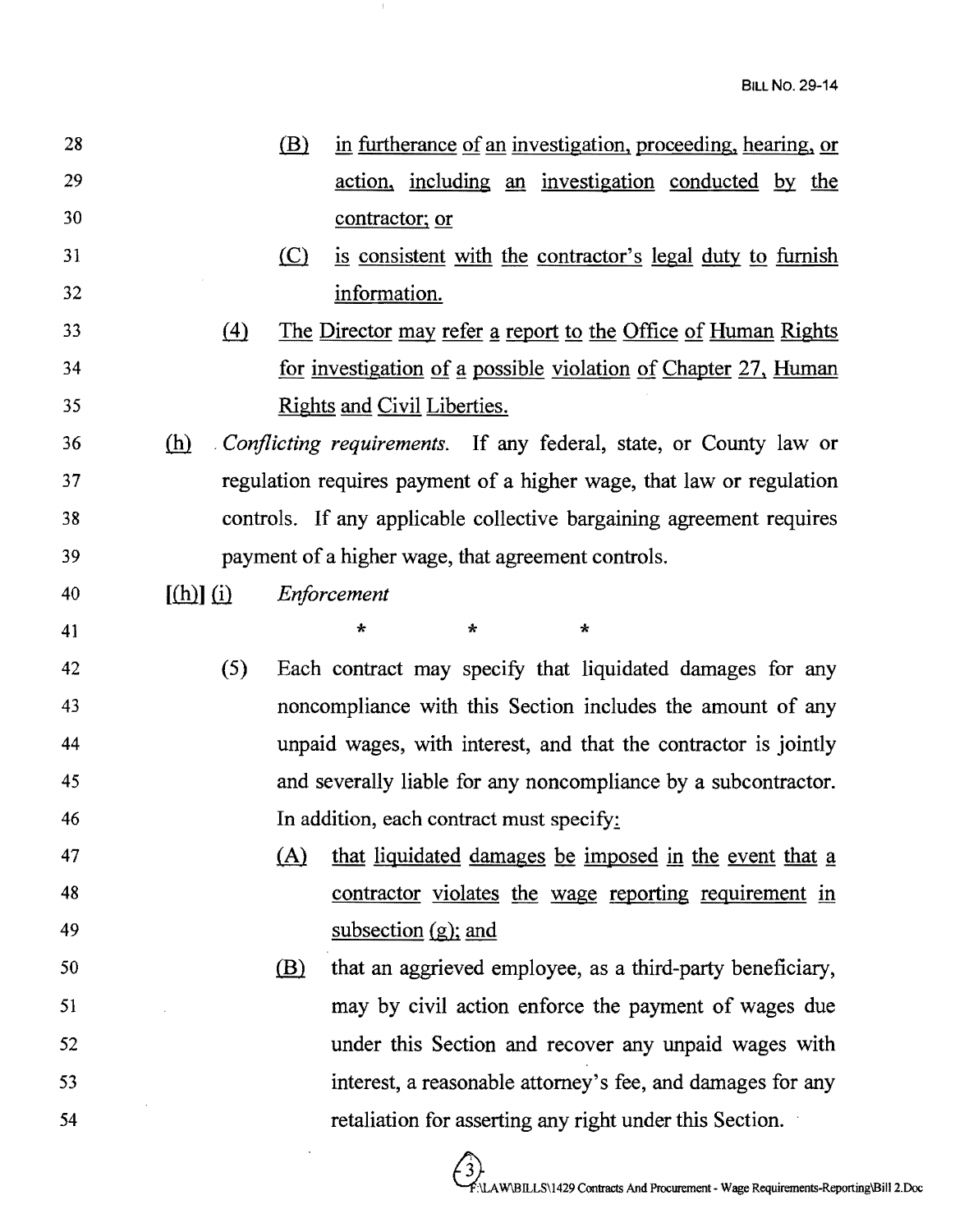(B) in furtherance of an investigation, proceeding, hearing, or action, including an investigation conducted by the contractor; or

(C) is consistent with the contractor's legal duty to furnish information.

(4) The Director may refer a report to the Office of Human Rights for investigation of a possible violation of Chapter 27, Human Rights and Civil Liberties.

(h) *Conflicting requirements.* If any federal, state, or County law or regulation requires payment of a higher wage, that law or regulation controls. If any applicable collective bargaining agreement requires payment of a higher wage, that agreement controls.

[(h)] (i) *Enforcement*

\* \* \*

(5) Each contract may specify that liquidated damages for any noncompliance with this Section includes the amount of any unpaid wages, with interest, and that the contractor is jointly and severally liable for any noncompliance by a subcontractor. In addition, each contract must specify:

(A) that liquidated damages be imposed in the event that a contractor violates the wage reporting requirement in subsection (g); and

(B) that an aggrieved employee, as a third-party beneficiary, may by civil action enforce the payment of wages due under this Section and recover any unpaid wages with interest, a reasonable attorney's fee, and damages for any retaliation for asserting any right under this Section.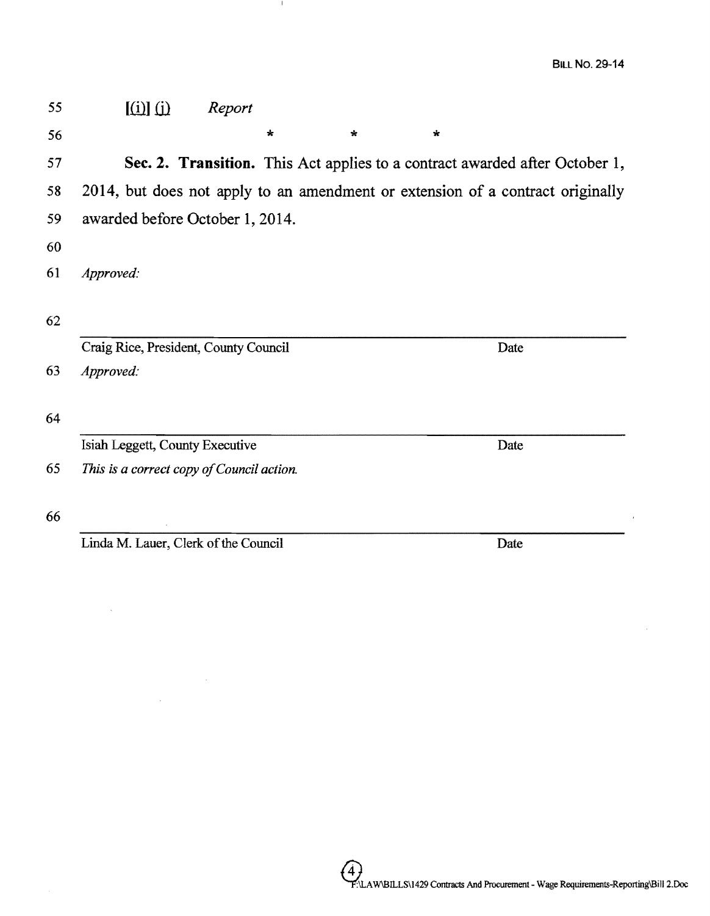55 [(i)] (j) *Report*

56 * * *

57 **Sec. 2. Transition.** This Act applies to a contract awarded after October 1,
58 2014, but does not apply to an amendment or extension of a contract originally
59 awarded before October 1, 2014.

60

61 *Approved:*

62

______________________________________________________________
Craig Rice, President, County Council Date

63 *Approved:*

64

______________________________________________________________
Isiah Leggett, County Executive Date

65 *This is a correct copy of Council action.*

66

______________________________________________________________
Linda M. Lauer, Clerk of the Council Date

F:\LAW\BILLS\1429 Contracts And Procurement - Wage Requirements-Reporting\Bill 2.Doc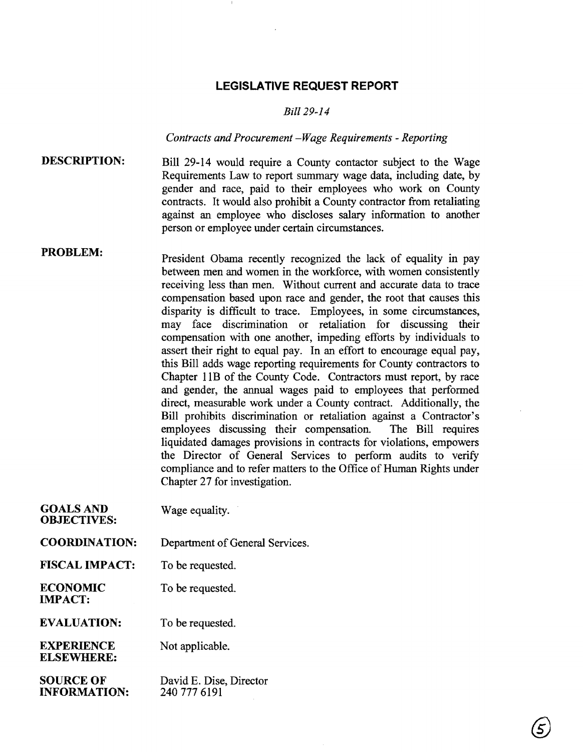# LEGISLATIVE REQUEST REPORT

*Bill 29-14*

*Contracts and Procurement –Wage Requirements - Reporting*

**DESCRIPTION:** Bill 29-14 would require a County contactor subject to the Wage Requirements Law to report summary wage data, including date, by gender and race, paid to their employees who work on County contracts. It would also prohibit a County contractor from retaliating against an employee who discloses salary information to another person or employee under certain circumstances.

**PROBLEM:** President Obama recently recognized the lack of equality in pay between men and women in the workforce, with women consistently receiving less than men. Without current and accurate data to trace compensation based upon race and gender, the root that causes this disparity is difficult to trace. Employees, in some circumstances, may face discrimination or retaliation for discussing their compensation with one another, impeding efforts by individuals to assert their right to equal pay. In an effort to encourage equal pay, this Bill adds wage reporting requirements for County contractors to Chapter 11B of the County Code. Contractors must report, by race and gender, the annual wages paid to employees that performed direct, measurable work under a County contract. Additionally, the Bill prohibits discrimination or retaliation against a Contractor's employees discussing their compensation. The Bill requires liquidated damages provisions in contracts for violations, empowers the Director of General Services to perform audits to verify compliance and to refer matters to the Office of Human Rights under Chapter 27 for investigation.

**GOALS AND OBJECTIVES:** Wage equality.

**COORDINATION:** Department of General Services.

**FISCAL IMPACT:** To be requested.

**ECONOMIC IMPACT:** To be requested.

**EVALUATION:** To be requested.

**EXPERIENCE ELSEWHERE:** Not applicable.

**SOURCE OF INFORMATION:** David E. Dise, Director
240 777 6191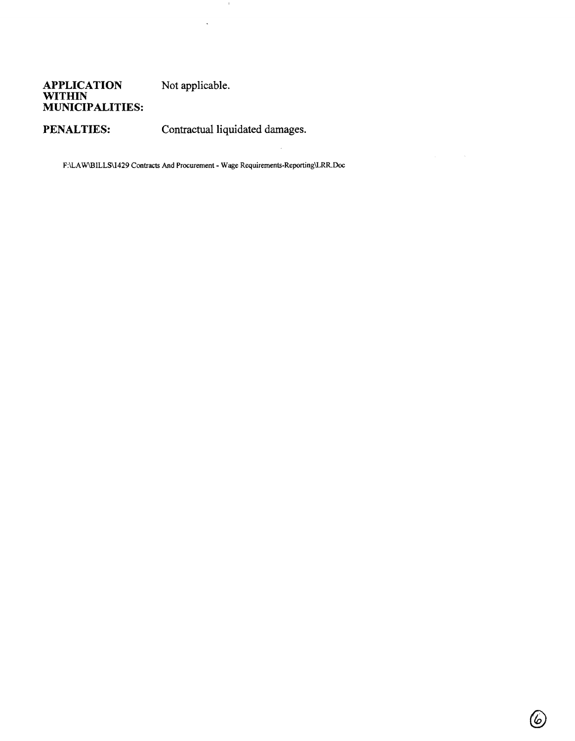**APPLICATION WITHIN MUNICIPALITIES:** Not applicable.

**PENALTIES:** Contractual liquidated damages.

F:\LAW\BILLS\1429 Contracts And Procurement - Wage Requirements-Reporting\LRR.Doc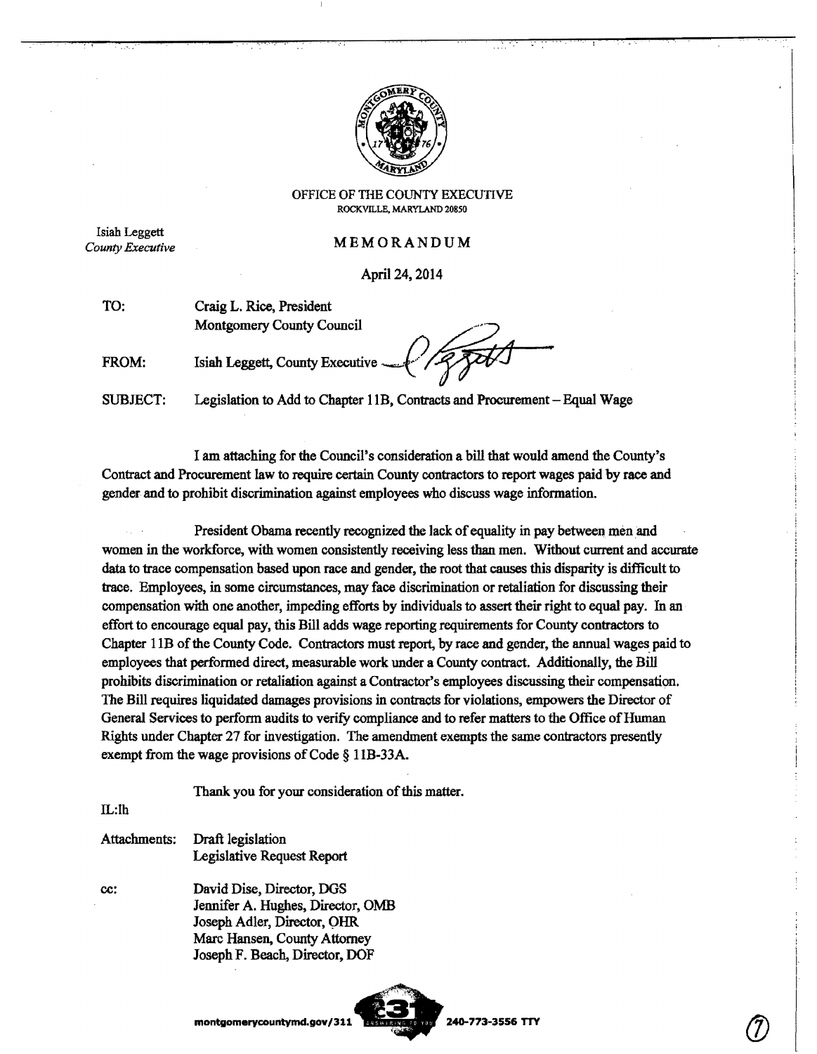OFFICE OF THE COUNTY EXECUTIVE
ROCKVILLE, MARYLAND 20850

Isiah Leggett
*County Executive*

# MEMORANDUM

April 24, 2014

| | |
|---|---|
| TO: | Craig L. Rice, President<br>Montgomery County Council |
| FROM: | Isiah Leggett, County Executive |
| SUBJECT: | Legislation to Add to Chapter 11B, Contracts and Procurement – Equal Wage |

I am attaching for the Council's consideration a bill that would amend the County's Contract and Procurement law to require certain County contractors to report wages paid by race and gender and to prohibit discrimination against employees who discuss wage information.

President Obama recently recognized the lack of equality in pay between men and women in the workforce, with women consistently receiving less than men. Without current and accurate data to trace compensation based upon race and gender, the root that causes this disparity is difficult to trace. Employees, in some circumstances, may face discrimination or retaliation for discussing their compensation with one another, impeding efforts by individuals to assert their right to equal pay. In an effort to encourage equal pay, this Bill adds wage reporting requirements for County contractors to Chapter 11B of the County Code. Contractors must report, by race and gender, the annual wages paid to employees that performed direct, measurable work under a County contract. Additionally, the Bill prohibits discrimination or retaliation against a Contractor's employees discussing their compensation. The Bill requires liquidated damages provisions in contracts for violations, empowers the Director of General Services to perform audits to verify compliance and to refer matters to the Office of Human Rights under Chapter 27 for investigation. The amendment exempts the same contractors presently exempt from the wage provisions of Code § 11B-33A.

Thank you for your consideration of this matter.

IL:lh

| | |
|---|---|
| Attachments: | Draft legislation<br>Legislative Request Report |
| cc: | David Dise, Director, DGS<br>Jennifer A. Hughes, Director, OMB<br>Joseph Adler, Director, OHR<br>Marc Hansen, County Attorney<br>Joseph F. Beach, Director, DOF |

montgomerycountymd.gov/311 240-773-3556 TTY